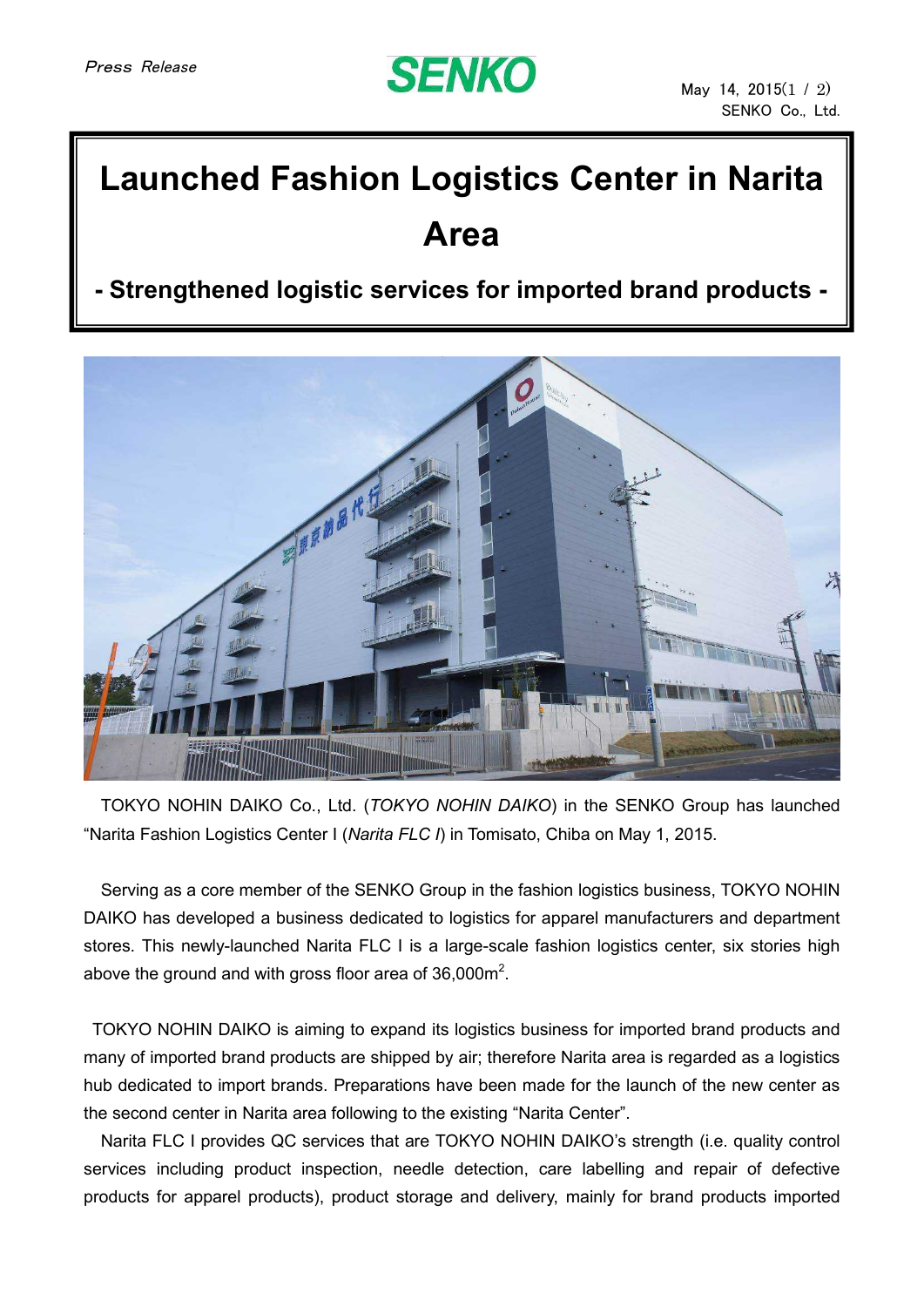Press Release

SENKO

May 14, 2015

SENKO Co., Ltd.

# Launched Fashion Logistics Center in Narita Area

## - Strengthened logistic services for imported brand products -

TOKYO NOHIN DAIKO Co., Ltd. (*TOKYO NOHIN DAIKO*) in the SENKO Group has launched "Narita Fashion Logistics Center I (*Narita FLC I*) in Tomisato, Chiba on May 1, 2015.

Serving as a core member of the SENKO Group in the fashion logistics business, TOKYO NOHIN DAIKO has developed a business dedicated to logistics for apparel manufacturers and department stores. This newly-launched Narita FLC I is a large-scale fashion logistics center, six stories high above the ground and with gross floor area of 36,000m$^2$.

TOKYO NOHIN DAIKO is aiming to expand its logistics business for imported brand products and many of imported brand products are shipped by air; therefore Narita area is regarded as a logistics hub dedicated to import brands. Preparations have been made for the launch of the new center as the second center in Narita area following to the existing "Narita Center".

Narita FLC I provides QC services that are TOKYO NOHIN DAIKO's strength (i.e. quality control services including product inspection, needle detection, care labelling and repair of defective products for apparel products), product storage and delivery, mainly for brand products imported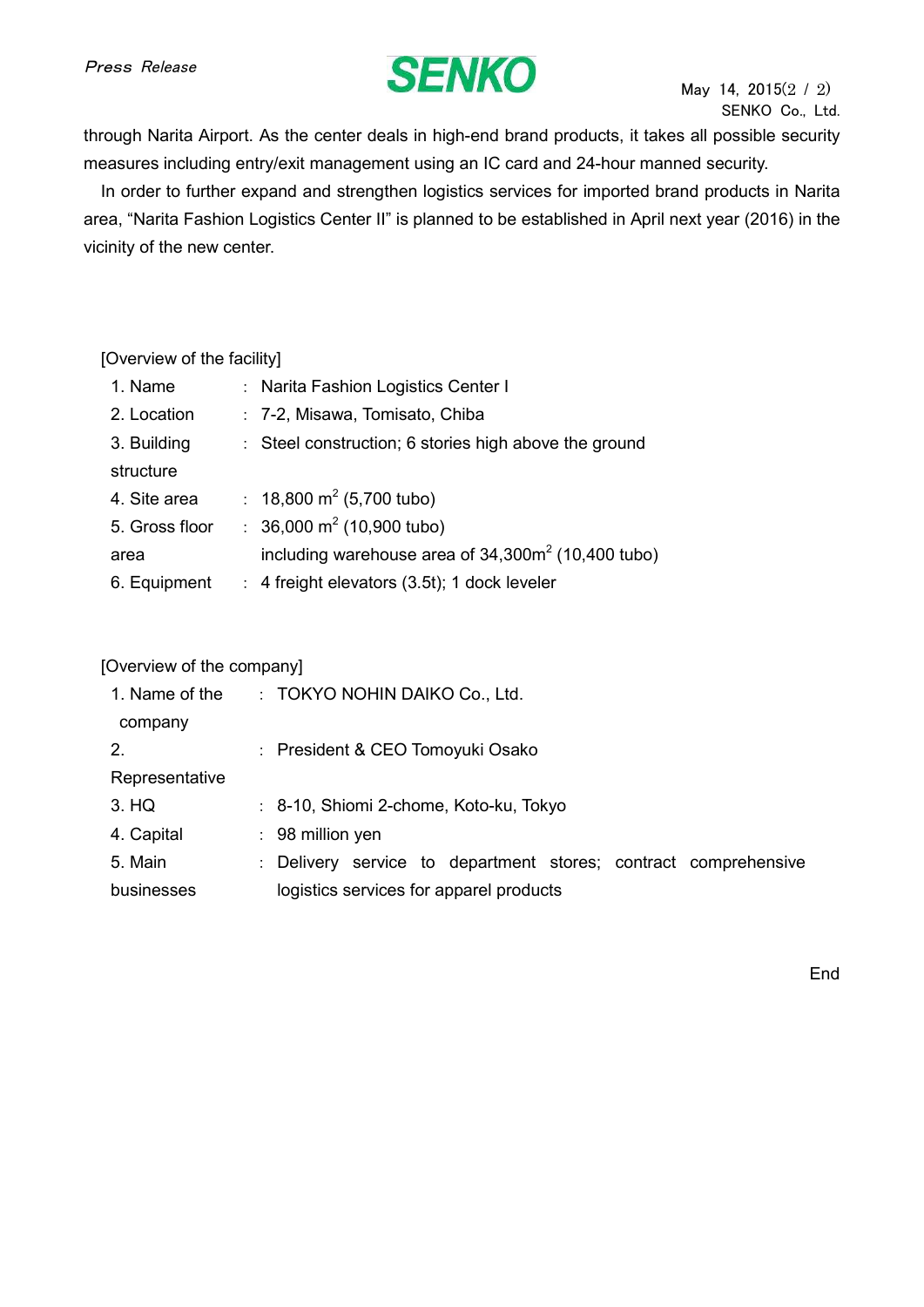through Narita Airport. As the center deals in high-end brand products, it takes all possible security measures including entry/exit management using an IC card and 24-hour manned security.

In order to further expand and strengthen logistics services for imported brand products in Narita area, “Narita Fashion Logistics Center II” is planned to be established in April next year (2016) in the vicinity of the new center.

[Overview of the facility]

| | | |
|---|---|---|
| 1. Name | : | Narita Fashion Logistics Center I |
| 2. Location | : | 7-2, Misawa, Tomisato, Chiba |
| 3. Building structure | : | Steel construction; 6 stories high above the ground |
| 4. Site area | : | 18,800 m$^2$ (5,700 tubo) |
| 5. Gross floor area | : | 36,000 m$^2$ (10,900 tubo) including warehouse area of 34,300m$^2$ (10,400 tubo) |
| 6. Equipment | : | 4 freight elevators (3.5t); 1 dock leveler |

[Overview of the company]

| | | |
|---|---|---|
| 1. Name of the company | : | TOKYO NOHIN DAIKO Co., Ltd. |
| 2. Representative | : | President & CEO Tomoyuki Osako |
| 3. HQ | : | 8-10, Shiomi 2-chome, Koto-ku, Tokyo |
| 4. Capital | : | 98 million yen |
| 5. Main businesses | : | Delivery service to department stores; contract comprehensive logistics services for apparel products |

End